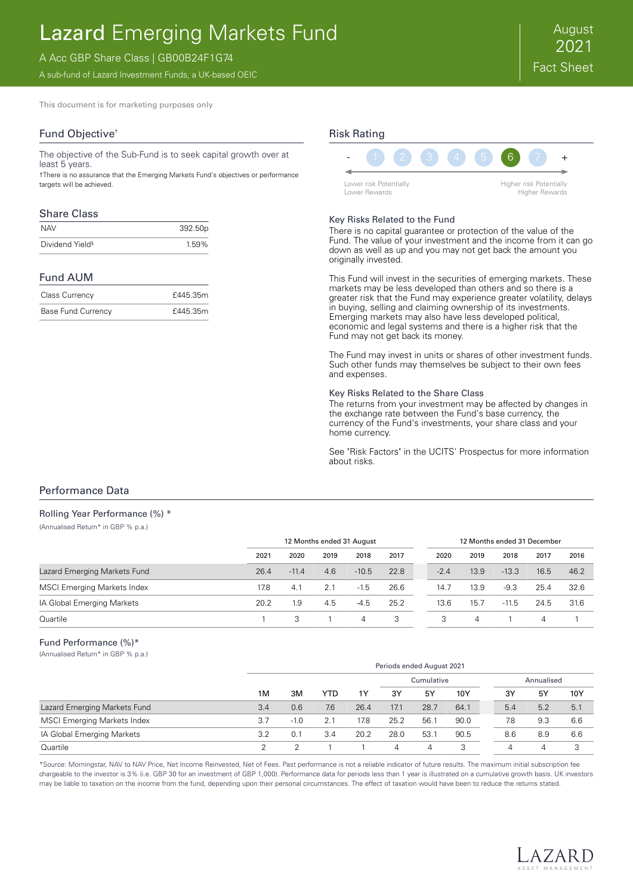# Lazard Emerging Markets Fund

A Acc GBP Share Class | GB00B24F1G74

A sub-fund of Lazard Investment Funds, a UK-based OEIC

August 2021 Fact Sheet

This document is for marketing purposes only

## Fund Objective†

The objective of the Sub-Fund is to seek capital growth over at least 5 years.

†There is no assurance that the Emerging Markets Fund's objectives or performance targets will be achieved.

## Share Class

| | |
|---|---|
| NAV | 392.50p |
| Dividend Yield§ | 1.59% |

## Fund AUM

| | |
|---|---|
| Class Currency | £445.35m |
| Base Fund Currency | £445.35m |

## Risk Rating

- 1 2 3 4 5 **6** 7 +

Lower risk Potentially Lower Rewards — Higher risk Potentially Higher Rewards

### Key Risks Related to the Fund

There is no capital guarantee or protection of the value of the Fund. The value of your investment and the income from it can go down as well as up and you may not get back the amount you originally invested.

This Fund will invest in the securities of emerging markets. These markets may be less developed than others and so there is a greater risk that the Fund may experience greater volatility, delays in buying, selling and claiming ownership of its investments. Emerging markets may also have less developed political, economic and legal systems and there is a higher risk that the Fund may not get back its money.

The Fund may invest in units or shares of other investment funds. Such other funds may themselves be subject to their own fees and expenses.

### Key Risks Related to the Share Class

The returns from your investment may be affected by changes in the exchange rate between the Fund's base currency, the currency of the Fund's investments, your share class and your home currency.

See "Risk Factors" in the UCITS' Prospectus for more information about risks.

## Performance Data

### Rolling Year Performance (%) *

(Annualised Return* in GBP % p.a.)

| | 12 Months ended 31 August | | | | | 12 Months ended 31 December | | | | |
|---|---|---|---|---|---|---|---|---|---|---|
| | 2021 | 2020 | 2019 | 2018 | 2017 | 2020 | 2019 | 2018 | 2017 | 2016 |
| Lazard Emerging Markets Fund | 26.4 | -11.4 | 4.6 | -10.5 | 22.8 | -2.4 | 13.9 | -13.3 | 16.5 | 46.2 |
| MSCI Emerging Markets Index | 17.8 | 4.1 | 2.1 | -1.5 | 26.6 | 14.7 | 13.9 | -9.3 | 25.4 | 32.6 |
| IA Global Emerging Markets | 20.2 | 1.9 | 4.5 | -4.5 | 25.2 | 13.6 | 15.7 | -11.5 | 24.5 | 31.6 |
| Quartile | 1 | 3 | 1 | 4 | 3 | 3 | 4 | 1 | 4 | 1 |

### Fund Performance (%)*

(Annualised Return* in GBP % p.a.)

| | Periods ended August 2021 | | | | | | | | | |
|---|---|---|---|---|---|---|---|---|---|---|
| | | | | | Cumulative | | | Annualised | | |
| | 1M | 3M | YTD | 1Y | 3Y | 5Y | 10Y | 3Y | 5Y | 10Y |
| Lazard Emerging Markets Fund | 3.4 | 0.6 | 7.6 | 26.4 | 17.1 | 28.7 | 64.1 | 5.4 | 5.2 | 5.1 |
| MSCI Emerging Markets Index | 3.7 | -1.0 | 2.1 | 17.8 | 25.2 | 56.1 | 90.0 | 7.8 | 9.3 | 6.6 |
| IA Global Emerging Markets | 3.2 | 0.1 | 3.4 | 20.2 | 28.0 | 53.1 | 90.5 | 8.6 | 8.9 | 6.6 |
| Quartile | 2 | 2 | 1 | 1 | 4 | 4 | 3 | 4 | 4 | 3 |

*Source: Morningstar, NAV to NAV Price, Net Income Reinvested, Net of Fees. Past performance is not a reliable indicator of future results. The maximum initial subscription fee chargeable to the investor is 3% (i.e. GBP 30 for an investment of GBP 1,000). Performance data for periods less than 1 year is illustrated on a cumulative growth basis. UK investors may be liable to taxation on the income from the fund, depending upon their personal circumstances. The effect of taxation would have been to reduce the returns stated.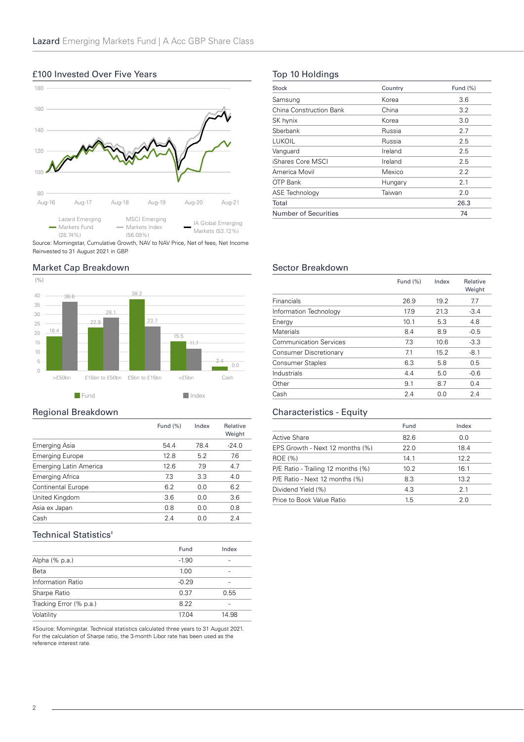## £100 Invested Over Five Years

Lazard Emerging Markets Fund (28.74%) | MSCI Emerging Markets Index (56.09%) | IA Global Emerging Markets (53.12%)

Source: Morningstar, Cumulative Growth, NAV to NAV Price, Net of fees, Net Income Reinvested to 31 August 2021 in GBP.

## Top 10 Holdings

| Stock | Country | Fund (%) |
|---|---|---|
| Samsung | Korea | 3.6 |
| China Construction Bank | China | 3.2 |
| SK hynix | Korea | 3.0 |
| Sberbank | Russia | 2.7 |
| LUKOIL | Russia | 2.5 |
| Vanguard | Ireland | 2.5 |
| iShares Core MSCI | Ireland | 2.5 |
| America Movil | Mexico | 2.2 |
| OTP Bank | Hungary | 2.1 |
| ASE Technology | Taiwan | 2.0 |
| Total | | 26.3 |
| Number of Securities | | 74 |

## Market Cap Breakdown

(%)

| | Fund | Index |
|---|---|---|
| >£50bn | 18.4 | 36.6 |
| £15bn to £50bn | 22.9 | 28.1 |
| £5bn to £15bn | 38.2 | 23.7 |
| <£5bn | 15.5 | 11.7 |
| Cash | 2.4 | 0.0 |

## Sector Breakdown

| | Fund (%) | Index | Relative Weight |
|---|---|---|---|
| Financials | 26.9 | 19.2 | 7.7 |
| Information Technology | 17.9 | 21.3 | -3.4 |
| Energy | 10.1 | 5.3 | 4.8 |
| Materials | 8.4 | 8.9 | -0.5 |
| Communication Services | 7.3 | 10.6 | -3.3 |
| Consumer Discretionary | 7.1 | 15.2 | -8.1 |
| Consumer Staples | 6.3 | 5.8 | 0.5 |
| Industrials | 4.4 | 5.0 | -0.6 |
| Other | 9.1 | 8.7 | 0.4 |
| Cash | 2.4 | 0.0 | 2.4 |

## Regional Breakdown

| | Fund (%) | Index | Relative Weight |
|---|---|---|---|
| Emerging Asia | 54.4 | 78.4 | -24.0 |
| Emerging Europe | 12.8 | 5.2 | 7.6 |
| Emerging Latin America | 12.6 | 7.9 | 4.7 |
| Emerging Africa | 7.3 | 3.3 | 4.0 |
| Continental Europe | 6.2 | 0.0 | 6.2 |
| United Kingdom | 3.6 | 0.0 | 3.6 |
| Asia ex Japan | 0.8 | 0.0 | 0.8 |
| Cash | 2.4 | 0.0 | 2.4 |

## Characteristics - Equity

| | Fund | Index |
|---|---|---|
| Active Share | 82.6 | 0.0 |
| EPS Growth - Next 12 months (%) | 22.0 | 18.4 |
| ROE (%) | 14.1 | 12.2 |
| P/E Ratio - Trailing 12 months (%) | 10.2 | 16.1 |
| P/E Ratio - Next 12 months (%) | 8.3 | 13.2 |
| Dividend Yield (%) | 4.3 | 2.1 |
| Price to Book Value Ratio | 1.5 | 2.0 |

## Technical Statistics‡

| | Fund | Index |
|---|---|---|
| Alpha (% p.a.) | -1.90 | - |
| Beta | 1.00 | - |
| Information Ratio | -0.29 | - |
| Sharpe Ratio | 0.37 | 0.55 |
| Tracking Error (% p.a.) | 8.22 | - |
| Volatility | 17.04 | 14.98 |

‡Source: Morningstar. Technical statistics calculated three years to 31 August 2021. For the calculation of Sharpe ratio, the 3-month Libor rate has been used as the reference interest rate.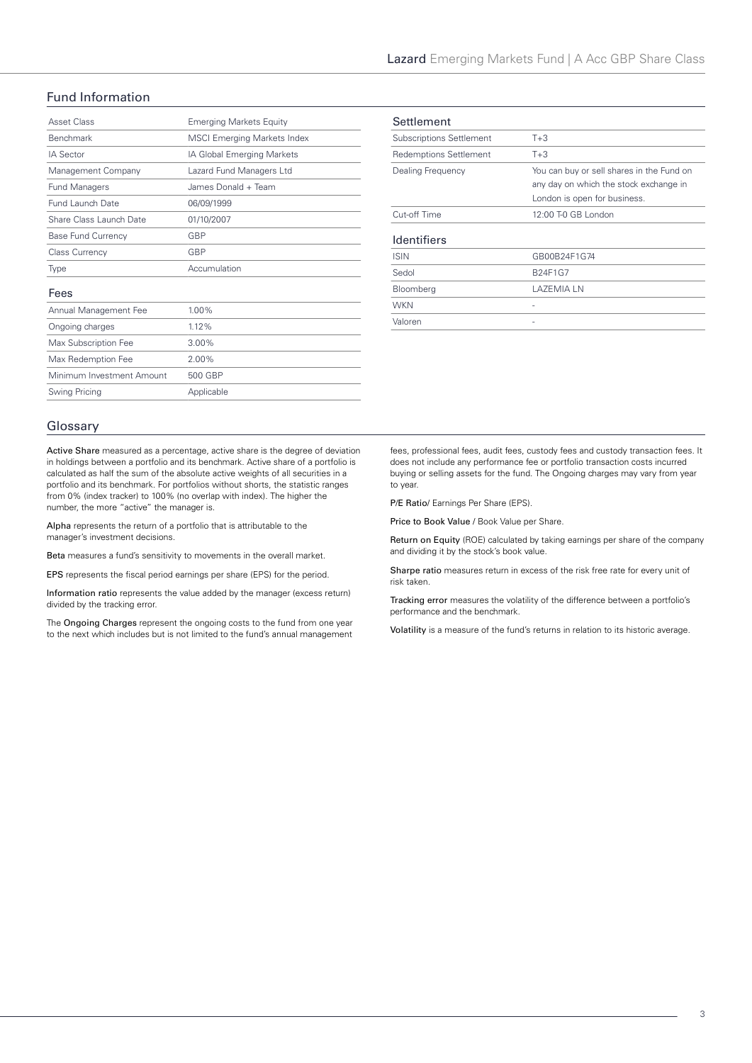## Fund Information

| | |
|---|---|
| Asset Class | Emerging Markets Equity |
| Benchmark | MSCI Emerging Markets Index |
| IA Sector | IA Global Emerging Markets |
| Management Company | Lazard Fund Managers Ltd |
| Fund Managers | James Donald + Team |
| Fund Launch Date | 06/09/1999 |
| Share Class Launch Date | 01/10/2007 |
| Base Fund Currency | GBP |
| Class Currency | GBP |
| Type | Accumulation |

### Fees

| | |
|---|---|
| Annual Management Fee | 1.00% |
| Ongoing charges | 1.12% |
| Max Subscription Fee | 3.00% |
| Max Redemption Fee | 2.00% |
| Minimum Investment Amount | 500 GBP |
| Swing Pricing | Applicable |

### Settlement

| | |
|---|---|
| Subscriptions Settlement | T+3 |
| Redemptions Settlement | T+3 |
| Dealing Frequency | You can buy or sell shares in the Fund on any day on which the stock exchange in London is open for business. |
| Cut-off Time | 12:00 T-0 GB London |

### Identifiers

| | |
|---|---|
| ISIN | GB00B24F1G74 |
| Sedol | B24F1G7 |
| Bloomberg | LAZEMIA LN |
| WKN | - |
| Valoren | - |

## Glossary

**Active Share** measured as a percentage, active share is the degree of deviation in holdings between a portfolio and its benchmark. Active share of a portfolio is calculated as half the sum of the absolute active weights of all securities in a portfolio and its benchmark. For portfolios without shorts, the statistic ranges from 0% (index tracker) to 100% (no overlap with index). The higher the number, the more "active" the manager is.

**Alpha** represents the return of a portfolio that is attributable to the manager's investment decisions.

**Beta** measures a fund's sensitivity to movements in the overall market.

**EPS** represents the fiscal period earnings per share (EPS) for the period.

**Information ratio** represents the value added by the manager (excess return) divided by the tracking error.

The **Ongoing Charges** represent the ongoing costs to the fund from one year to the next which includes but is not limited to the fund's annual management fees, professional fees, audit fees, custody fees and custody transaction fees. It does not include any performance fee or portfolio transaction costs incurred buying or selling assets for the fund. The Ongoing charges may vary from year to year.

**P/E Ratio**/ Earnings Per Share (EPS).

**Price to Book Value** / Book Value per Share.

**Return on Equity** (ROE) calculated by taking earnings per share of the company and dividing it by the stock's book value.

**Sharpe ratio** measures return in excess of the risk free rate for every unit of risk taken.

**Tracking error** measures the volatility of the difference between a portfolio's performance and the benchmark.

**Volatility** is a measure of the fund's returns in relation to its historic average.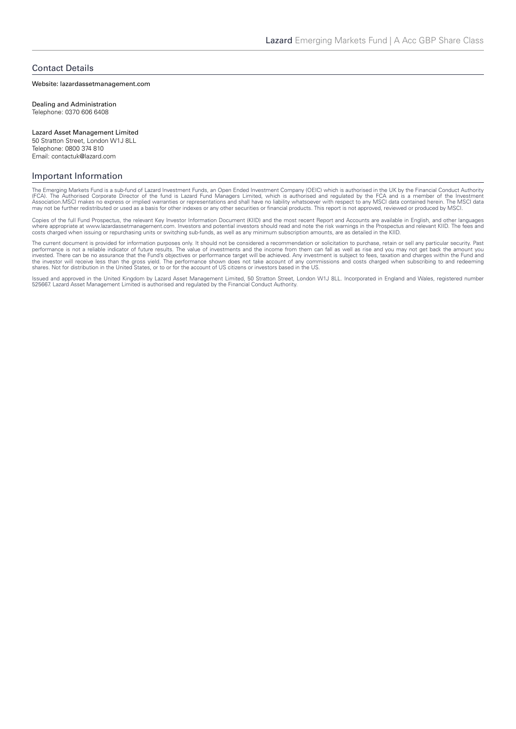## Contact Details

Website: lazardassetmanagement.com

Dealing and Administration
Telephone: 0370 606 6408

Lazard Asset Management Limited
50 Stratton Street, London W1J 8LL
Telephone: 0800 374 810
Email: contactuk@lazard.com

## Important Information

The Emerging Markets Fund is a sub-fund of Lazard Investment Funds, an Open Ended Investment Company (OEIC) which is authorised in the UK by the Financial Conduct Authority (FCA). The Authorised Corporate Director of the fund is Lazard Fund Managers Limited, which is authorised and regulated by the FCA and is a member of the Investment Association.MSCI makes no express or implied warranties or representations and shall have no liability whatsoever with respect to any MSCI data contained herein. The MSCI data may not be further redistributed or used as a basis for other indexes or any other securities or financial products. This report is not approved, reviewed or produced by MSCI.

Copies of the full Fund Prospectus, the relevant Key Investor Information Document (KIID) and the most recent Report and Accounts are available in English, and other languages where appropriate at www.lazardassetmanagement.com. Investors and potential investors should read and note the risk warnings in the Prospectus and relevant KIID. The fees and costs charged when issuing or repurchasing units or switching sub-funds, as well as any minimum subscription amounts, are as detailed in the KIID.

The current document is provided for information purposes only. It should not be considered a recommendation or solicitation to purchase, retain or sell any particular security. Past performance is not a reliable indicator of future results. The value of investments and the income from them can fall as well as rise and you may not get back the amount you invested. There can be no assurance that the Fund's objectives or performance target will be achieved. Any investment is subject to fees, taxation and charges within the Fund and the investor will receive less than the gross yield. The performance shown does not take account of any commissions and costs charged when subscribing to and redeeming shares. Not for distribution in the United States, or to or for the account of US citizens or investors based in the US.

Issued and approved in the United Kingdom by Lazard Asset Management Limited, 50 Stratton Street, London W1J 8LL. Incorporated in England and Wales, registered number 525667. Lazard Asset Management Limited is authorised and regulated by the Financial Conduct Authority.